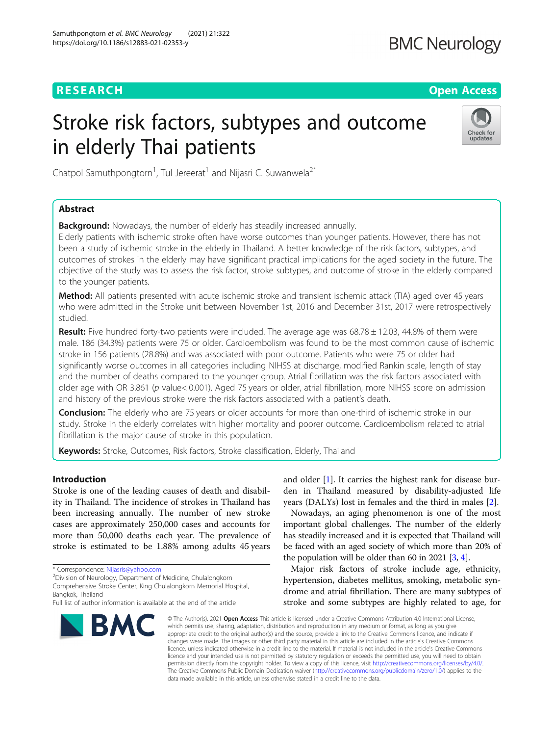# Stroke risk factors, subtypes and outcome in elderly Thai patients

Chatpol Samuthpongtorn[1], Tul Jereerat[1] and Nijasri C. Suwanwela[2*]

## Abstract

**Background:** Nowadays, the number of elderly has steadily increased annually.
Elderly patients with ischemic stroke often have worse outcomes than younger patients. However, there has not been a study of ischemic stroke in the elderly in Thailand. A better knowledge of the risk factors, subtypes, and outcomes of strokes in the elderly may have significant practical implications for the aged society in the future. The objective of the study was to assess the risk factor, stroke subtypes, and outcome of stroke in the elderly compared to the younger patients.

**Method:** All patients presented with acute ischemic stroke and transient ischemic attack (TIA) aged over 45 years who were admitted in the Stroke unit between November 1st, 2016 and December 31st, 2017 were retrospectively studied.

**Result:** Five hundred forty-two patients were included. The average age was 68.78 ± 12.03, 44.8% of them were male. 186 (34.3%) patients were 75 or older. Cardioembolism was found to be the most common cause of ischemic stroke in 156 patients (28.8%) and was associated with poor outcome. Patients who were 75 or older had significantly worse outcomes in all categories including NIHSS at discharge, modified Rankin scale, length of stay and the number of deaths compared to the younger group. Atrial fibrillation was the risk factors associated with older age with OR 3.861 (*p* value< 0.001). Aged 75 years or older, atrial fibrillation, more NIHSS score on admission and history of the previous stroke were the risk factors associated with a patient's death.

**Conclusion:** The elderly who are 75 years or older accounts for more than one-third of ischemic stroke in our study. Stroke in the elderly correlates with higher mortality and poorer outcome. Cardioembolism related to atrial fibrillation is the major cause of stroke in this population.

**Keywords:** Stroke, Outcomes, Risk factors, Stroke classification, Elderly, Thailand

## Introduction

Stroke is one of the leading causes of death and disability in Thailand. The incidence of strokes in Thailand has been increasing annually. The number of new stroke cases are approximately 250,000 cases and accounts for more than 50,000 deaths each year. The prevalence of stroke is estimated to be 1.88% among adults 45 years and older [1]. It carries the highest rank for disease burden in Thailand measured by disability-adjusted life years (DALYs) lost in females and the third in males [2].

Nowadays, an aging phenomenon is one of the most important global challenges. The number of the elderly has steadily increased and it is expected that Thailand will be faced with an aged society of which more than 20% of the population will be older than 60 in 2021 [3, 4].

Major risk factors of stroke include age, ethnicity, hypertension, diabetes mellitus, smoking, metabolic syndrome and atrial fibrillation. There are many subtypes of stroke and some subtypes are highly related to age, for

\* Correspondence: Nijasris@yahoo.com
[2]Division of Neurology, Department of Medicine, Chulalongkorn Comprehensive Stroke Center, King Chulalongkorn Memorial Hospital, Bangkok, Thailand
Full list of author information is available at the end of the article

© The Author(s). 2021 **Open Access** This article is licensed under a Creative Commons Attribution 4.0 International License, which permits use, sharing, adaptation, distribution and reproduction in any medium or format, as long as you give appropriate credit to the original author(s) and the source, provide a link to the Creative Commons licence, and indicate if changes were made. The images or other third party material in this article are included in the article's Creative Commons licence, unless indicated otherwise in a credit line to the material. If material is not included in the article's Creative Commons licence and your intended use is not permitted by statutory regulation or exceeds the permitted use, you will need to obtain permission directly from the copyright holder. To view a copy of this licence, visit http://creativecommons.org/licenses/by/4.0/. The Creative Commons Public Domain Dedication waiver (http://creativecommons.org/publicdomain/zero/1.0/) applies to the data made available in this article, unless otherwise stated in a credit line to the data.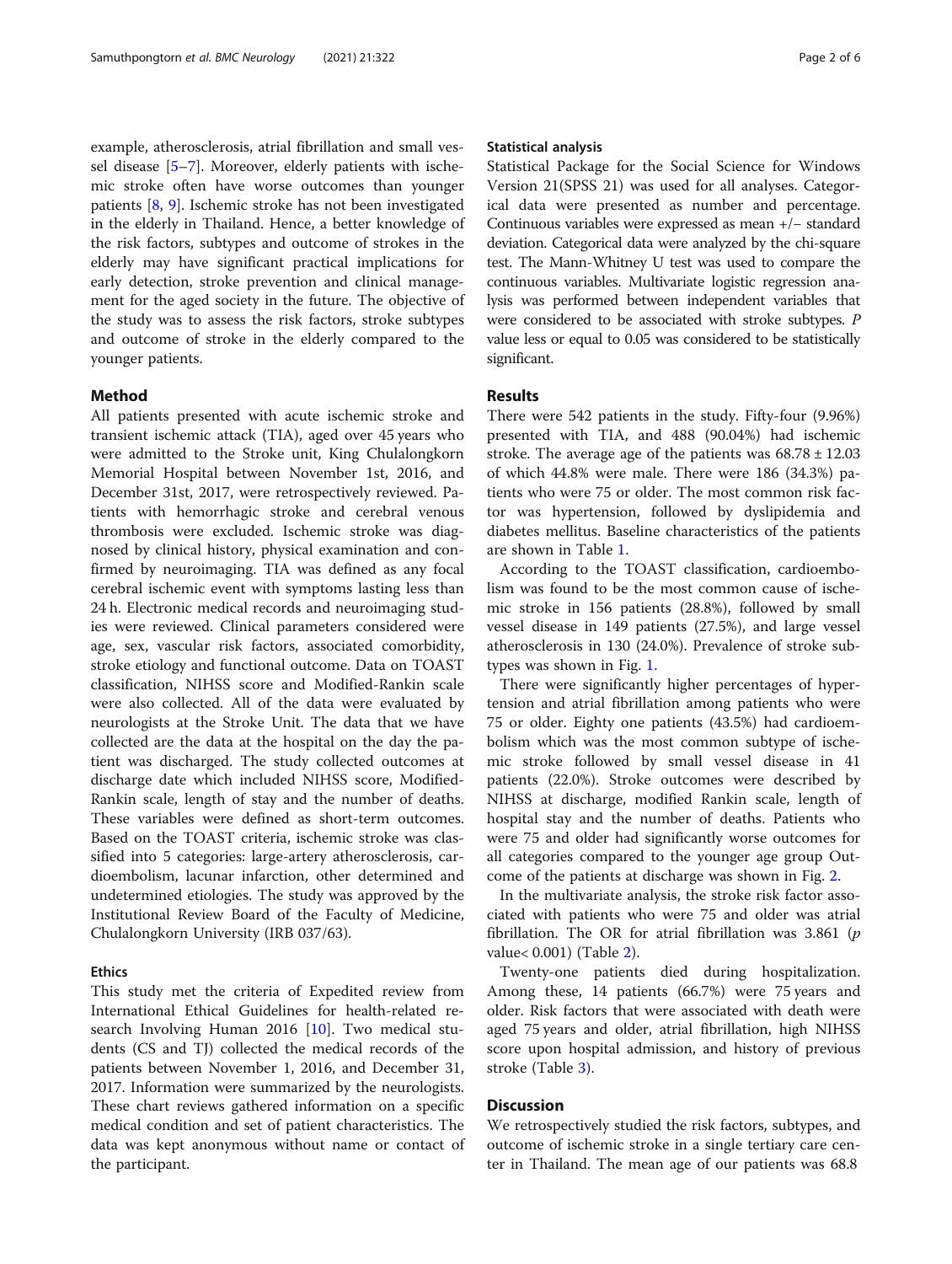example, atherosclerosis, atrial fibrillation and small vessel disease [5–7]. Moreover, elderly patients with ischemic stroke often have worse outcomes than younger patients [8, 9]. Ischemic stroke has not been investigated in the elderly in Thailand. Hence, a better knowledge of the risk factors, subtypes and outcome of strokes in the elderly may have significant practical implications for early detection, stroke prevention and clinical management for the aged society in the future. The objective of the study was to assess the risk factors, stroke subtypes and outcome of stroke in the elderly compared to the younger patients.

## Method

All patients presented with acute ischemic stroke and transient ischemic attack (TIA), aged over 45 years who were admitted to the Stroke unit, King Chulalongkorn Memorial Hospital between November 1st, 2016, and December 31st, 2017, were retrospectively reviewed. Patients with hemorrhagic stroke and cerebral venous thrombosis were excluded. Ischemic stroke was diagnosed by clinical history, physical examination and confirmed by neuroimaging. TIA was defined as any focal cerebral ischemic event with symptoms lasting less than 24 h. Electronic medical records and neuroimaging studies were reviewed. Clinical parameters considered were age, sex, vascular risk factors, associated comorbidity, stroke etiology and functional outcome. Data on TOAST classification, NIHSS score and Modified-Rankin scale were also collected. All of the data were evaluated by neurologists at the Stroke Unit. The data that we have collected are the data at the hospital on the day the patient was discharged. The study collected outcomes at discharge date which included NIHSS score, Modified-Rankin scale, length of stay and the number of deaths. These variables were defined as short-term outcomes. Based on the TOAST criteria, ischemic stroke was classified into 5 categories: large-artery atherosclerosis, cardioembolism, lacunar infarction, other determined and undetermined etiologies. The study was approved by the Institutional Review Board of the Faculty of Medicine, Chulalongkorn University (IRB 037/63).

### Ethics

This study met the criteria of Expedited review from International Ethical Guidelines for health-related research Involving Human 2016 [10]. Two medical students (CS and TJ) collected the medical records of the patients between November 1, 2016, and December 31, 2017. Information were summarized by the neurologists. These chart reviews gathered information on a specific medical condition and set of patient characteristics. The data was kept anonymous without name or contact of the participant.

### Statistical analysis

Statistical Package for the Social Science for Windows Version 21(SPSS 21) was used for all analyses. Categorical data were presented as number and percentage. Continuous variables were expressed as mean +/− standard deviation. Categorical data were analyzed by the chi-square test. The Mann-Whitney U test was used to compare the continuous variables. Multivariate logistic regression analysis was performed between independent variables that were considered to be associated with stroke subtypes. *P* value less or equal to 0.05 was considered to be statistically significant.

## Results

There were 542 patients in the study. Fifty-four (9.96%) presented with TIA, and 488 (90.04%) had ischemic stroke. The average age of the patients was $68.78 \pm 12.03$ of which 44.8% were male. There were 186 (34.3%) patients who were 75 or older. The most common risk factor was hypertension, followed by dyslipidemia and diabetes mellitus. Baseline characteristics of the patients are shown in Table 1.

According to the TOAST classification, cardioembolism was found to be the most common cause of ischemic stroke in 156 patients (28.8%), followed by small vessel disease in 149 patients (27.5%), and large vessel atherosclerosis in 130 (24.0%). Prevalence of stroke subtypes was shown in Fig. 1.

There were significantly higher percentages of hypertension and atrial fibrillation among patients who were 75 or older. Eighty one patients (43.5%) had cardioembolism which was the most common subtype of ischemic stroke followed by small vessel disease in 41 patients (22.0%). Stroke outcomes were described by NIHSS at discharge, modified Rankin scale, length of hospital stay and the number of deaths. Patients who were 75 and older had significantly worse outcomes for all categories compared to the younger age group Outcome of the patients at discharge was shown in Fig. 2.

In the multivariate analysis, the stroke risk factor associated with patients who were 75 and older was atrial fibrillation. The OR for atrial fibrillation was 3.861 (*p* value< 0.001) (Table 2).

Twenty-one patients died during hospitalization. Among these, 14 patients (66.7%) were 75 years and older. Risk factors that were associated with death were aged 75 years and older, atrial fibrillation, high NIHSS score upon hospital admission, and history of previous stroke (Table 3).

## Discussion

We retrospectively studied the risk factors, subtypes, and outcome of ischemic stroke in a single tertiary care center in Thailand. The mean age of our patients was 68.8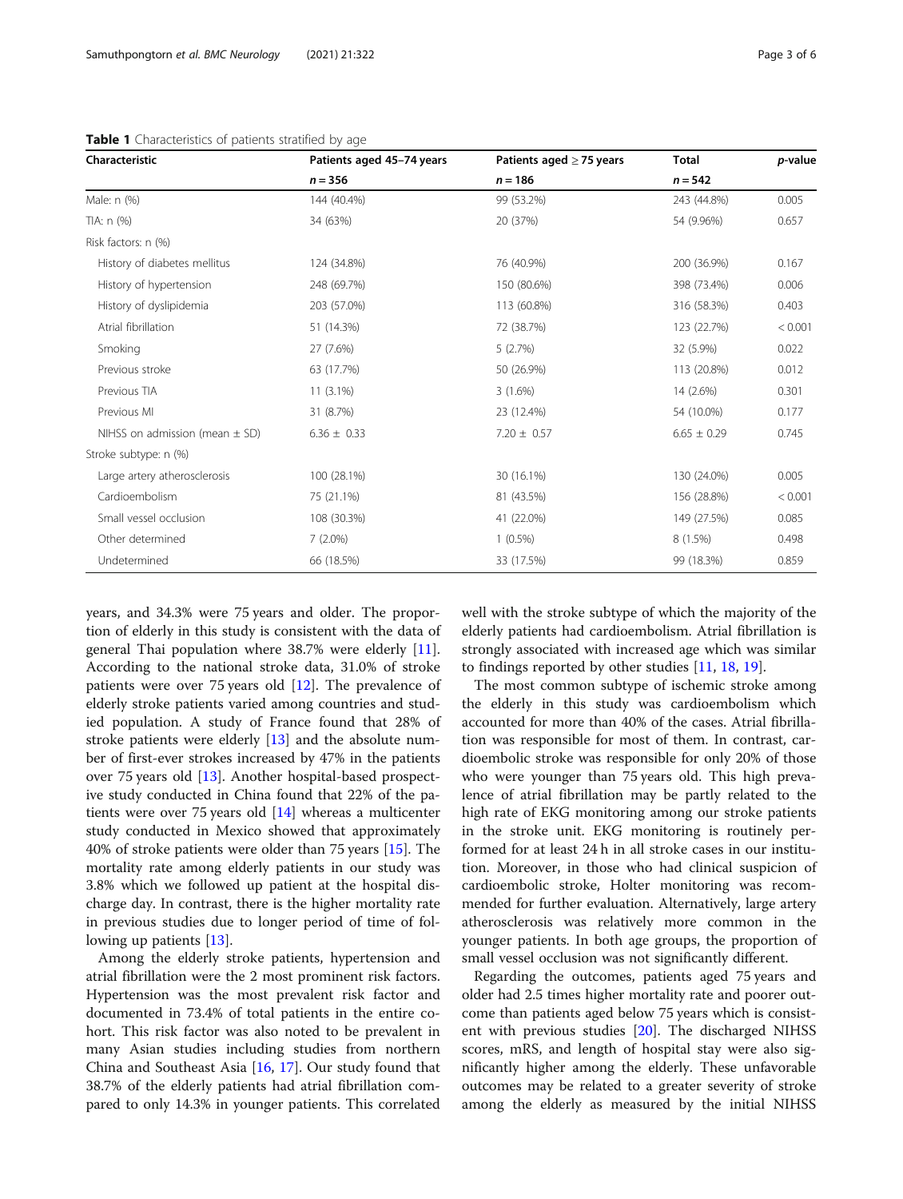**Table 1** Characteristics of patients stratified by age

| Characteristic | Patients aged 45–74 years | Patients aged ≥ 75 years | Total | *p*-value |
|---|---|---|---|---|
| | *n* = 356 | *n* = 186 | *n* = 542 | |
| Male: n (%) | 144 (40.4%) | 99 (53.2%) | 243 (44.8%) | 0.005 |
| TIA: n (%) | 34 (63%) | 20 (37%) | 54 (9.96%) | 0.657 |
| Risk factors: n (%) | | | | |
| History of diabetes mellitus | 124 (34.8%) | 76 (40.9%) | 200 (36.9%) | 0.167 |
| History of hypertension | 248 (69.7%) | 150 (80.6%) | 398 (73.4%) | 0.006 |
| History of dyslipidemia | 203 (57.0%) | 113 (60.8%) | 316 (58.3%) | 0.403 |
| Atrial fibrillation | 51 (14.3%) | 72 (38.7%) | 123 (22.7%) | < 0.001 |
| Smoking | 27 (7.6%) | 5 (2.7%) | 32 (5.9%) | 0.022 |
| Previous stroke | 63 (17.7%) | 50 (26.9%) | 113 (20.8%) | 0.012 |
| Previous TIA | 11 (3.1%) | 3 (1.6%) | 14 (2.6%) | 0.301 |
| Previous MI | 31 (8.7%) | 23 (12.4%) | 54 (10.0%) | 0.177 |
| NIHSS on admission (mean ± SD) | 6.36 ± 0.33 | 7.20 ± 0.57 | 6.65 ± 0.29 | 0.745 |
| Stroke subtype: n (%) | | | | |
| Large artery atherosclerosis | 100 (28.1%) | 30 (16.1%) | 130 (24.0%) | 0.005 |
| Cardioembolism | 75 (21.1%) | 81 (43.5%) | 156 (28.8%) | < 0.001 |
| Small vessel occlusion | 108 (30.3%) | 41 (22.0%) | 149 (27.5%) | 0.085 |
| Other determined | 7 (2.0%) | 1 (0.5%) | 8 (1.5%) | 0.498 |
| Undetermined | 66 (18.5%) | 33 (17.5%) | 99 (18.3%) | 0.859 |

years, and 34.3% were 75 years and older. The proportion of elderly in this study is consistent with the data of general Thai population where 38.7% were elderly [11]. According to the national stroke data, 31.0% of stroke patients were over 75 years old [12]. The prevalence of elderly stroke patients varied among countries and studied population. A study of France found that 28% of stroke patients were elderly [13] and the absolute number of first-ever strokes increased by 47% in the patients over 75 years old [13]. Another hospital-based prospective study conducted in China found that 22% of the patients were over 75 years old [14] whereas a multicenter study conducted in Mexico showed that approximately 40% of stroke patients were older than 75 years [15]. The mortality rate among elderly patients in our study was 3.8% which we followed up patient at the hospital discharge day. In contrast, there is the higher mortality rate in previous studies due to longer period of time of following up patients [13].

Among the elderly stroke patients, hypertension and atrial fibrillation were the 2 most prominent risk factors. Hypertension was the most prevalent risk factor and documented in 73.4% of total patients in the entire cohort. This risk factor was also noted to be prevalent in many Asian studies including studies from northern China and Southeast Asia [16, 17]. Our study found that 38.7% of the elderly patients had atrial fibrillation compared to only 14.3% in younger patients. This correlated well with the stroke subtype of which the majority of the elderly patients had cardioembolism. Atrial fibrillation is strongly associated with increased age which was similar to findings reported by other studies [11, 18, 19].

The most common subtype of ischemic stroke among the elderly in this study was cardioembolism which accounted for more than 40% of the cases. Atrial fibrillation was responsible for most of them. In contrast, cardioembolic stroke was responsible for only 20% of those who were younger than 75 years old. This high prevalence of atrial fibrillation may be partly related to the high rate of EKG monitoring among our stroke patients in the stroke unit. EKG monitoring is routinely performed for at least 24 h in all stroke cases in our institution. Moreover, in those who had clinical suspicion of cardioembolic stroke, Holter monitoring was recommended for further evaluation. Alternatively, large artery atherosclerosis was relatively more common in the younger patients. In both age groups, the proportion of small vessel occlusion was not significantly different.

Regarding the outcomes, patients aged 75 years and older had 2.5 times higher mortality rate and poorer outcome than patients aged below 75 years which is consistent with previous studies [20]. The discharged NIHSS scores, mRS, and length of hospital stay were also significantly higher among the elderly. These unfavorable outcomes may be related to a greater severity of stroke among the elderly as measured by the initial NIHSS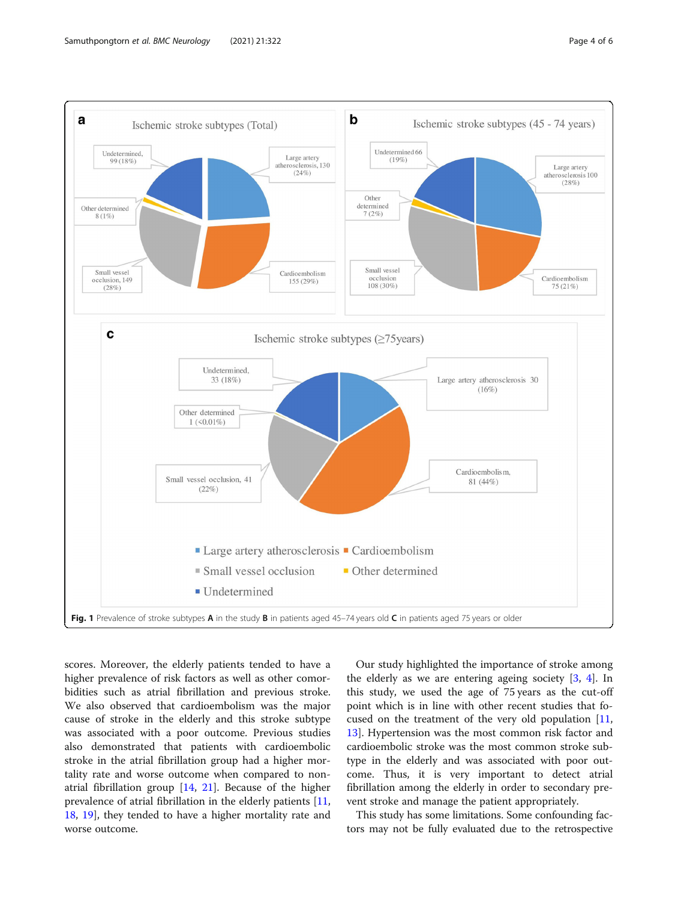Fig. 1 Prevalence of stroke subtypes **A** in the study **B** in patients aged 45–74 years old **C** in patients aged 75 years or older

scores. Moreover, the elderly patients tended to have a higher prevalence of risk factors as well as other comorbidities such as atrial fibrillation and previous stroke. We also observed that cardioembolism was the major cause of stroke in the elderly and this stroke subtype was associated with a poor outcome. Previous studies also demonstrated that patients with cardioembolic stroke in the atrial fibrillation group had a higher mortality rate and worse outcome when compared to non-atrial fibrillation group [14, 21]. Because of the higher prevalence of atrial fibrillation in the elderly patients [11, 18, 19], they tended to have a higher mortality rate and worse outcome.

Our study highlighted the importance of stroke among the elderly as we are entering ageing society [3, 4]. In this study, we used the age of 75 years as the cut-off point which is in line with other recent studies that focused on the treatment of the very old population [11, 13]. Hypertension was the most common risk factor and cardioembolic stroke was the most common stroke subtype in the elderly and was associated with poor outcome. Thus, it is very important to detect atrial fibrillation among the elderly in order to secondary prevent stroke and manage the patient appropriately.

This study has some limitations. Some confounding factors may not be fully evaluated due to the retrospective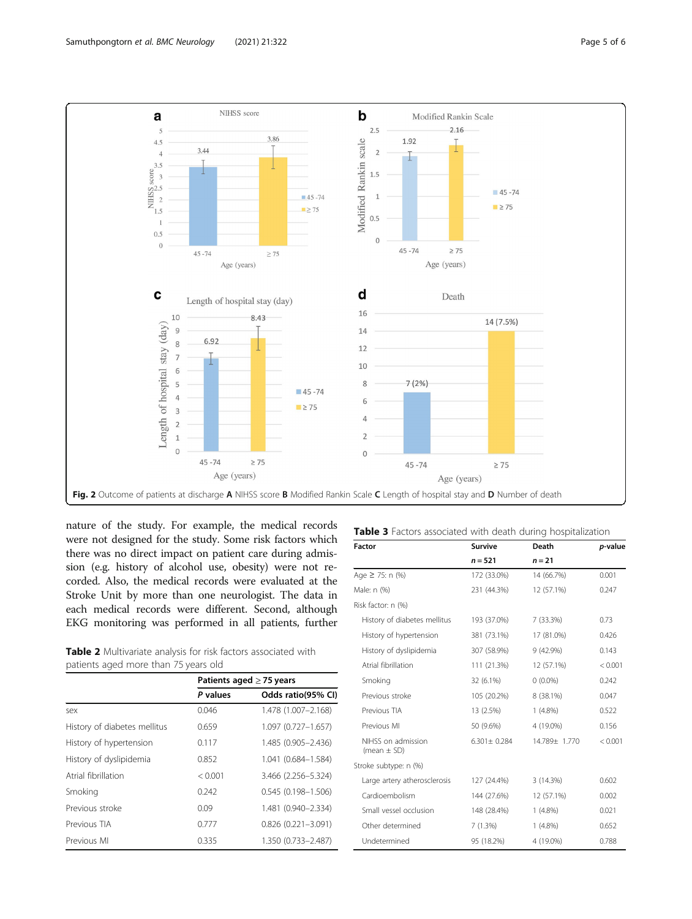**Fig. 2** Outcome of patients at discharge **A** NIHSS score **B** Modified Rankin Scale **C** Length of hospital stay and **D** Number of death

nature of the study. For example, the medical records were not designed for the study. Some risk factors which there was no direct impact on patient care during admission (e.g. history of alcohol use, obesity) were not recorded. Also, the medical records were evaluated at the Stroke Unit by more than one neurologist. The data in each medical records were different. Second, although EKG monitoring was performed in all patients, further

**Table 2** Multivariate analysis for risk factors associated with patients aged more than 75 years old

| | Patients aged ≥ 75 years | |
|---|---|---|
| | *P* values | Odds ratio(95% CI) |
| sex | 0.046 | 1.478 (1.007–2.168) |
| History of diabetes mellitus | 0.659 | 1.097 (0.727–1.657) |
| History of hypertension | 0.117 | 1.485 (0.905–2.436) |
| History of dyslipidemia | 0.852 | 1.041 (0.684–1.584) |
| Atrial fibrillation | < 0.001 | 3.466 (2.256–5.324) |
| Smoking | 0.242 | 0.545 (0.198–1.506) |
| Previous stroke | 0.09 | 1.481 (0.940–2.334) |
| Previous TIA | 0.777 | 0.826 (0.221–3.091) |
| Previous MI | 0.335 | 1.350 (0.733–2.487) |

**Table 3** Factors associated with death during hospitalization

| Factor | Survive | Death | *p*-value |
|---|---|---|---|
| | *n* = 521 | *n* = 21 | |
| Age ≥ 75: n (%) | 172 (33.0%) | 14 (66.7%) | 0.001 |
| Male: n (%) | 231 (44.3%) | 12 (57.1%) | 0.247 |
| Risk factor: n (%) | | | |
| History of diabetes mellitus | 193 (37.0%) | 7 (33.3%) | 0.73 |
| History of hypertension | 381 (73.1%) | 17 (81.0%) | 0.426 |
| History of dyslipidemia | 307 (58.9%) | 9 (42.9%) | 0.143 |
| Atrial fibrillation | 111 (21.3%) | 12 (57.1%) | < 0.001 |
| Smoking | 32 (6.1%) | 0 (0.0%) | 0.242 |
| Previous stroke | 105 (20.2%) | 8 (38.1%) | 0.047 |
| Previous TIA | 13 (2.5%) | 1 (4.8%) | 0.522 |
| Previous MI | 50 (9.6%) | 4 (19.0%) | 0.156 |
| NIHSS on admission (mean ± SD) | 6.301± 0.284 | 14.789± 1.770 | < 0.001 |
| Stroke subtype: n (%) | | | |
| Large artery atherosclerosis | 127 (24.4%) | 3 (14.3%) | 0.602 |
| Cardioembolism | 144 (27.6%) | 12 (57.1%) | 0.002 |
| Small vessel occlusion | 148 (28.4%) | 1 (4.8%) | 0.021 |
| Other determined | 7 (1.3%) | 1 (4.8%) | 0.652 |
| Undetermined | 95 (18.2%) | 4 (19.0%) | 0.788 |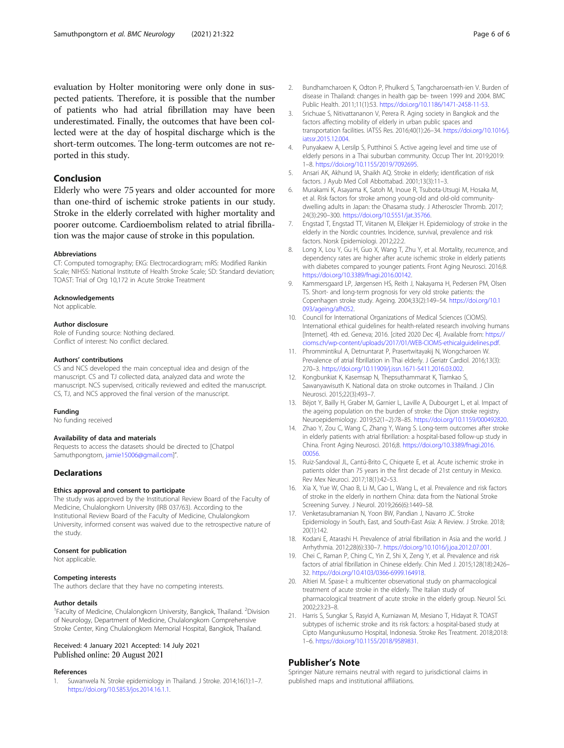evaluation by Holter monitoring were only done in suspected patients. Therefore, it is possible that the number of patients who had atrial fibrillation may have been underestimated. Finally, the outcomes that have been collected were at the day of hospital discharge which is the short-term outcomes. The long-term outcomes are not reported in this study.

## Conclusion

Elderly who were 75 years and older accounted for more than one-third of ischemic stroke patients in our study. Stroke in the elderly correlated with higher mortality and poorer outcome. Cardioembolism related to atrial fibrillation was the major cause of stroke in this population.

### Abbreviations

CT: Computed tomography; EKG: Electrocardiogram; mRS: Modified Rankin Scale; NIHSS: National Institute of Health Stroke Scale; SD: Standard deviation; TOAST: Trial of Org 10,172 in Acute Stroke Treatment

### Acknowledgements

Not applicable.

### Author disclosure

Role of Funding source: Nothing declared.
Conflict of interest: No conflict declared.

### Authors' contributions

CS and NCS developed the main conceptual idea and design of the manuscript. CS and TJ collected data, analyzed data and wrote the manuscript. NCS supervised, critically reviewed and edited the manuscript. CS, TJ, and NCS approved the final version of the manuscript.

### Funding

No funding received

### Availability of data and materials

Requests to access the datasets should be directed to [Chatpol Samuthpongtorn, jamie15006@gmail.com]".

## Declarations

### Ethics approval and consent to participate

The study was approved by the Institutional Review Board of the Faculty of Medicine, Chulalongkorn University (IRB 037/63). According to the Institutional Review Board of the Faculty of Medicine, Chulalongkorn University, informed consent was waived due to the retrospective nature of the study.

### Consent for publication

Not applicable.

### Competing interests

The authors declare that they have no competing interests.

### Author details

[1]Faculty of Medicine, Chulalongkorn University, Bangkok, Thailand. [2]Division of Neurology, Department of Medicine, Chulalongkorn Comprehensive Stroke Center, King Chulalongkorn Memorial Hospital, Bangkok, Thailand.

Received: 4 January 2021 Accepted: 14 July 2021
Published online: 20 August 2021

### References

1. Suwanwela N. Stroke epidemiology in Thailand. J Stroke. 2014;16(1):1–7. https://doi.org/10.5853/jos.2014.16.1.1.
2. Bundhamcharoen K, Odton P, Phulkerd S, Tangcharoensath-ien V. Burden of disease in Thailand: changes in health gap be- tween 1999 and 2004. BMC Public Health. 2011;11(1):53. https://doi.org/10.1186/1471-2458-11-53.
3. Srichuae S, Nitivattananon V, Perera R. Aging society in Bangkok and the factors affecting mobility of elderly in urban public spaces and transportation facilities. IATSS Res. 2016;40(1):26–34. https://doi.org/10.1016/j.iatssr.2015.12.004.
4. Punyakaew A, Lersilp S, Putthinoi S. Active ageing level and time use of elderly persons in a Thai suburban community. Occup Ther Int. 2019;2019:1–8. https://doi.org/10.1155/2019/7092695.
5. Ansari AK, Akhund IA, Shaikh AQ. Stroke in elderly; identification of risk factors. J Ayub Med Coll Abbottabad. 2001;13(3):11–3.
6. Murakami K, Asayama K, Satoh M, Inoue R, Tsubota-Utsugi M, Hosaka M, et al. Risk factors for stroke among young-old and old-old community-dwelling adults in Japan: the Ohasama study. J Atheroscler Thromb. 2017;24(3):290–300. https://doi.org/10.5551/jat.35766.
7. Engstad T, Engstad TT, Viitanen M, Ellekjær H. Epidemiology of stroke in the elderly in the Nordic countries. Incidence, survival, prevalence and risk factors. Norsk Epidemiologi. 2012;22:2.
8. Long X, Lou Y, Gu H, Guo X, Wang T, Zhu Y, et al. Mortality, recurrence, and dependency rates are higher after acute ischemic stroke in elderly patients with diabetes compared to younger patients. Front Aging Neurosci. 2016;8. https://doi.org/10.3389/fnagi.2016.00142.
9. Kammersgaard LP, Jørgensen HS, Reith J, Nakayama H, Pedersen PM, Olsen TS. Short- and long-term prognosis for very old stroke patients: the Copenhagen stroke study. Ageing. 2004;33(2):149–54. https://doi.org/10.1093/ageing/afh052.
10. Council for International Organizations of Medical Sciences (CIOMS). International ethical guidelines for health-related research involving humans [Internet]. 4th ed. Geneva; 2016. [cited 2020 Dec 4]. Available from: https://cioms.ch/wp-content/uploads/2017/01/WEB-CIOMS-ethicalguidelines.pdf.
11. Phrommintikul A, Detnuntarat P, Prasertwitayakij N, Wongcharoen W. Prevalence of atrial fibrillation in Thai elderly. J Geriatr Cardiol. 2016;13(3):270–3. https://doi.org/10.11909/j.issn.1671-5411.2016.03.002.
12. Kongbunkiat K, Kasemsap N, Thepsuthammarat K, Tiamkao S, Sawanyawisuth K. National data on stroke outcomes in Thailand. J Clin Neurosci. 2015;22(3):493–7.
13. Béjot Y, Bailly H, Graber M, Garnier L, Laville A, Dubourget L, et al. Impact of the ageing population on the burden of stroke: the Dijon stroke registry. Neuroepidemiology. 2019;52(1–2):78–85. https://doi.org/10.1159/000492820.
14. Zhao Y, Zou C, Wang C, Zhang Y, Wang S. Long-term outcomes after stroke in elderly patients with atrial fibrillation: a hospital-based follow-up study in China. Front Aging Neurosci. 2016;8. https://doi.org/10.3389/fnagi.2016.00056.
15. Ruiz-Sandoval JL, Cantú-Brito C, Chiquete E, et al. Acute ischemic stroke in patients older than 75 years in the first decade of 21st century in Mexico. Rev Mex Neuroci. 2017;18(1):42–53.
16. Xia X, Yue W, Chao B, Li M, Cao L, Wang L, et al. Prevalence and risk factors of stroke in the elderly in northern China: data from the National Stroke Screening Survey. J Neurol. 2019;266(6):1449–58.
17. Venketasubramanian N, Yoon BW, Pandian J, Navarro JC. Stroke Epidemiology in South, East, and South-East Asia: A Review. J Stroke. 2018;20(1):142.
18. Kodani E, Atarashi H. Prevalence of atrial fibrillation in Asia and the world. J Arrhythmia. 2012;28(6):330–7. https://doi.org/10.1016/j.joa.2012.07.001.
19. Chei C, Raman P, Ching C, Yin Z, Shi X, Zeng Y, et al. Prevalence and risk factors of atrial fibrillation in Chinese elderly. Chin Med J. 2015;128(18):2426–32. https://doi.org/10.4103/0366-6999.164918.
20. Altieri M. Spase-I: a multicenter observational study on pharmacological treatment of acute stroke in the elderly. The Italian study of pharmacological treatment of acute stroke in the elderly group. Neurol Sci. 2002;23:23–8.
21. Harris S, Sungkar S, Rasyid A, Kurniawan M, Mesiano T, Hidayat R. TOAST subtypes of ischemic stroke and its risk factors: a hospital-based study at Cipto Mangunkusumo Hospital, Indonesia. Stroke Res Treatment. 2018;2018:1–6. https://doi.org/10.1155/2018/9589831.

## Publisher's Note

Springer Nature remains neutral with regard to jurisdictional claims in published maps and institutional affiliations.